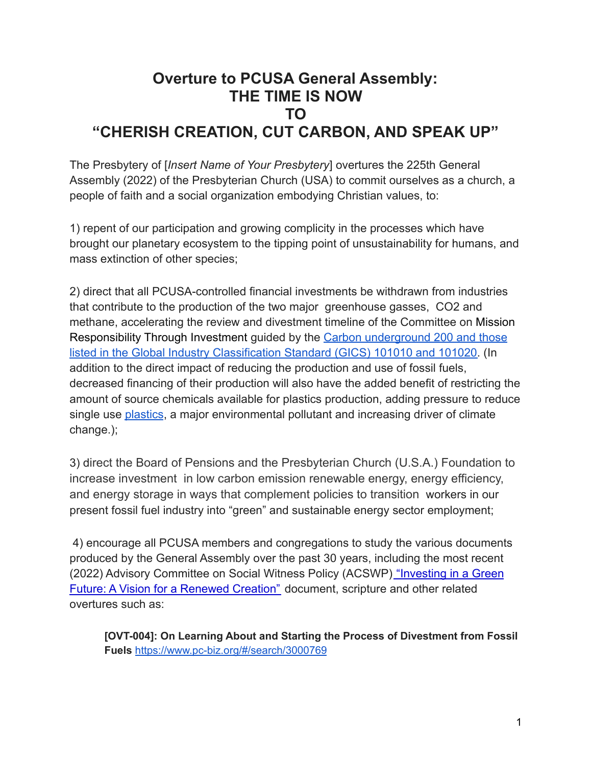# Overture to PCUSA General Assembly: THE TIME IS NOW TO "CHERISH CREATION, CUT CARBON, AND SPEAK UP"

The Presbytery of [*Insert Name of Your Presbytery*] overtures the 225th General Assembly (2022) of the Presbyterian Church (USA) to commit ourselves as a church, a people of faith and a social organization embodying Christian values, to:

1) repent of our participation and growing complicity in the processes which have brought our planetary ecosystem to the tipping point of unsustainability for humans, and mass extinction of other species;

2) direct that all PCUSA-controlled financial investments be withdrawn from industries that contribute to the production of the two major greenhouse gasses, $CO_2$ and methane, accelerating the review and divestment timeline of the Committee on Mission Responsibility Through Investment guided by the Carbon underground 200 and those listed in the Global Industry Classification Standard (GICS) 101010 and 101020. (In addition to the direct impact of reducing the production and use of fossil fuels, decreased financing of their production will also have the added benefit of restricting the amount of source chemicals available for plastics production, adding pressure to reduce single use plastics, a major environmental pollutant and increasing driver of climate change.);

3) direct the Board of Pensions and the Presbyterian Church (U.S.A.) Foundation to increase investment in low carbon emission renewable energy, energy efficiency, and energy storage in ways that complement policies to transition workers in our present fossil fuel industry into "green" and sustainable energy sector employment;

4) encourage all PCUSA members and congregations to study the various documents produced by the General Assembly over the past 30 years, including the most recent (2022) Advisory Committee on Social Witness Policy (ACSWP) "Investing in a Green Future: A Vision for a Renewed Creation" document, scripture and other related overtures such as:

> **[OVT-004]: On Learning About and Starting the Process of Divestment from Fossil Fuels** https://www.pc-biz.org/#/search/3000769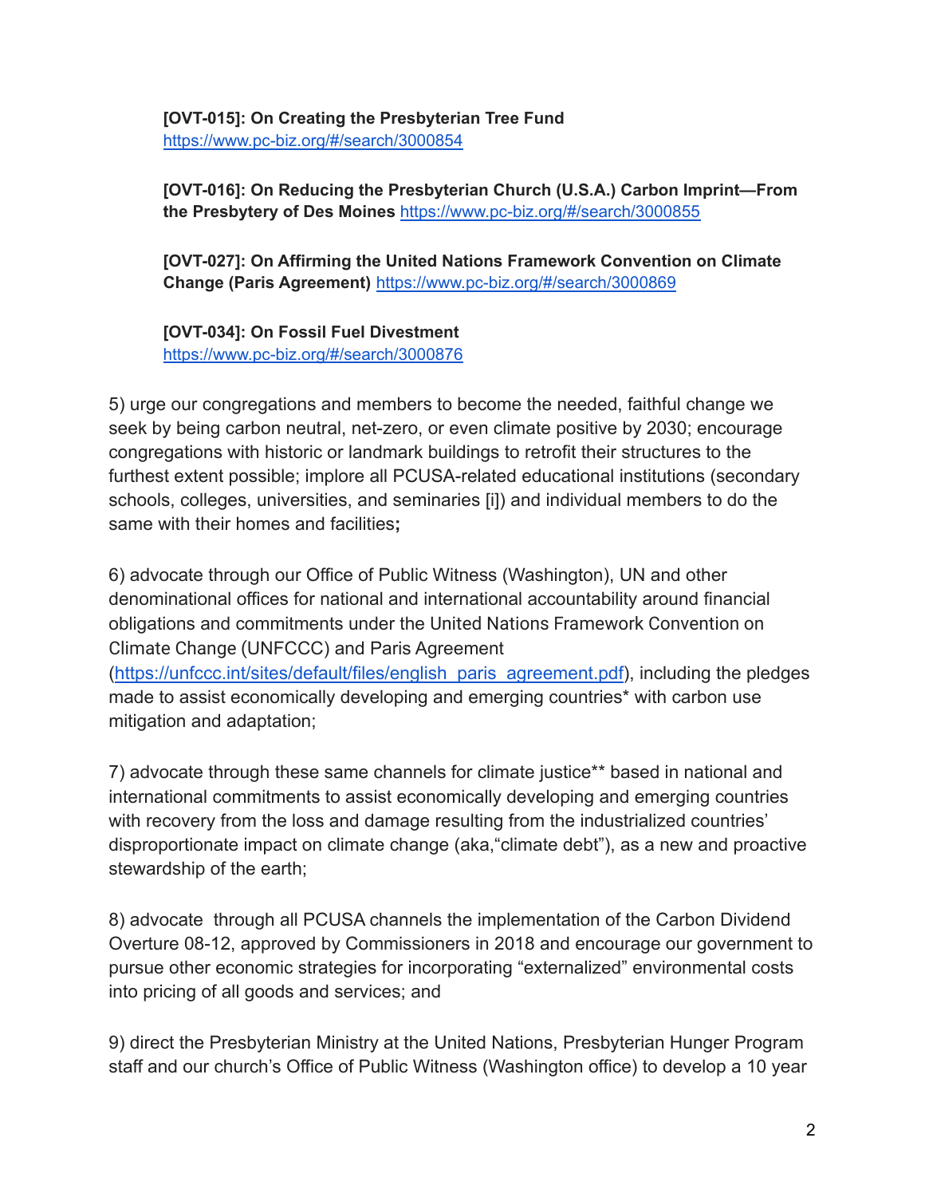**[OVT-015]: On Creating the Presbyterian Tree Fund** https://www.pc-biz.org/#/search/3000854

**[OVT-016]: On Reducing the Presbyterian Church (U.S.A.) Carbon Imprint—From the Presbytery of Des Moines** https://www.pc-biz.org/#/search/3000855

**[OVT-027]: On Affirming the United Nations Framework Convention on Climate Change (Paris Agreement)** https://www.pc-biz.org/#/search/3000869

**[OVT-034]: On Fossil Fuel Divestment** https://www.pc-biz.org/#/search/3000876

5) urge our congregations and members to become the needed, faithful change we seek by being carbon neutral, net-zero, or even climate positive by 2030; encourage congregations with historic or landmark buildings to retrofit their structures to the furthest extent possible; implore all PCUSA-related educational institutions (secondary schools, colleges, universities, and seminaries [i]) and individual members to do the same with their homes and facilities**;**

6) advocate through our Office of Public Witness (Washington), UN and other denominational offices for national and international accountability around financial obligations and commitments under the United Nations Framework Convention on Climate Change (UNFCCC) and Paris Agreement (https://unfccc.int/sites/default/files/english_paris_agreement.pdf), including the pledges made to assist economically developing and emerging countries* with carbon use mitigation and adaptation;

7) advocate through these same channels for climate justice** based in national and international commitments to assist economically developing and emerging countries with recovery from the loss and damage resulting from the industrialized countries' disproportionate impact on climate change (aka,"climate debt"), as a new and proactive stewardship of the earth;

8) advocate through all PCUSA channels the implementation of the Carbon Dividend Overture 08-12, approved by Commissioners in 2018 and encourage our government to pursue other economic strategies for incorporating "externalized" environmental costs into pricing of all goods and services; and

9) direct the Presbyterian Ministry at the United Nations, Presbyterian Hunger Program staff and our church's Office of Public Witness (Washington office) to develop a 10 year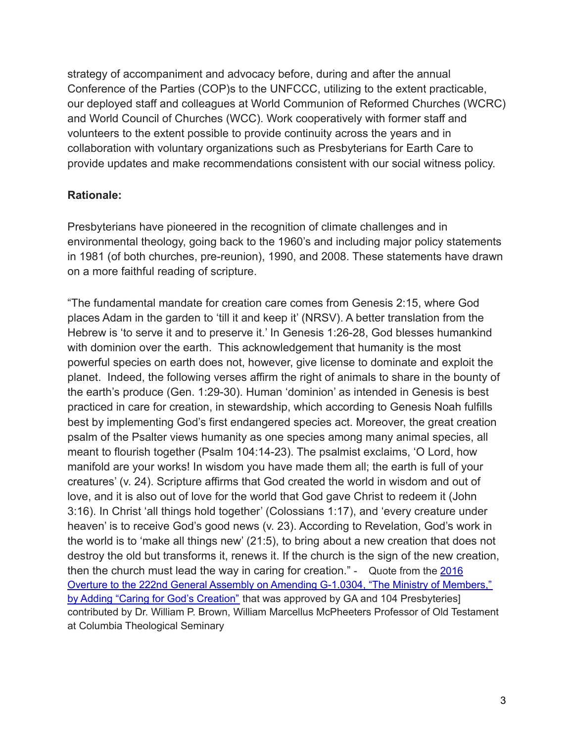strategy of accompaniment and advocacy before, during and after the annual Conference of the Parties (COP)s to the UNFCCC, utilizing to the extent practicable, our deployed staff and colleagues at World Communion of Reformed Churches (WCRC) and World Council of Churches (WCC). Work cooperatively with former staff and volunteers to the extent possible to provide continuity across the years and in collaboration with voluntary organizations such as Presbyterians for Earth Care to provide updates and make recommendations consistent with our social witness policy.

**Rationale:**

Presbyterians have pioneered in the recognition of climate challenges and in environmental theology, going back to the 1960's and including major policy statements in 1981 (of both churches, pre-reunion), 1990, and 2008. These statements have drawn on a more faithful reading of scripture.

"The fundamental mandate for creation care comes from Genesis 2:15, where God places Adam in the garden to 'till it and keep it' (NRSV). A better translation from the Hebrew is 'to serve it and to preserve it.' In Genesis 1:26-28, God blesses humankind with dominion over the earth. This acknowledgement that humanity is the most powerful species on earth does not, however, give license to dominate and exploit the planet. Indeed, the following verses affirm the right of animals to share in the bounty of the earth's produce (Gen. 1:29-30). Human 'dominion' as intended in Genesis is best practiced in care for creation, in stewardship, which according to Genesis Noah fulfills best by implementing God's first endangered species act. Moreover, the great creation psalm of the Psalter views humanity as one species among many animal species, all meant to flourish together (Psalm 104:14-23). The psalmist exclaims, 'O Lord, how manifold are your works! In wisdom you have made them all; the earth is full of your creatures' (v. 24). Scripture affirms that God created the world in wisdom and out of love, and it is also out of love for the world that God gave Christ to redeem it (John 3:16). In Christ 'all things hold together' (Colossians 1:17), and 'every creature under heaven' is to receive God's good news (v. 23). According to Revelation, God's work in the world is to 'make all things new' (21:5), to bring about a new creation that does not destroy the old but transforms it, renews it. If the church is the sign of the new creation, then the church must lead the way in caring for creation." - Quote from the [2016 Overture to the 222nd General Assembly on Amending G-1.0304, "The Ministry of Members," by Adding "Caring for God's Creation"] that was approved by GA and 104 Presbyteries] contributed by Dr. William P. Brown, William Marcellus McPheeters Professor of Old Testament at Columbia Theological Seminary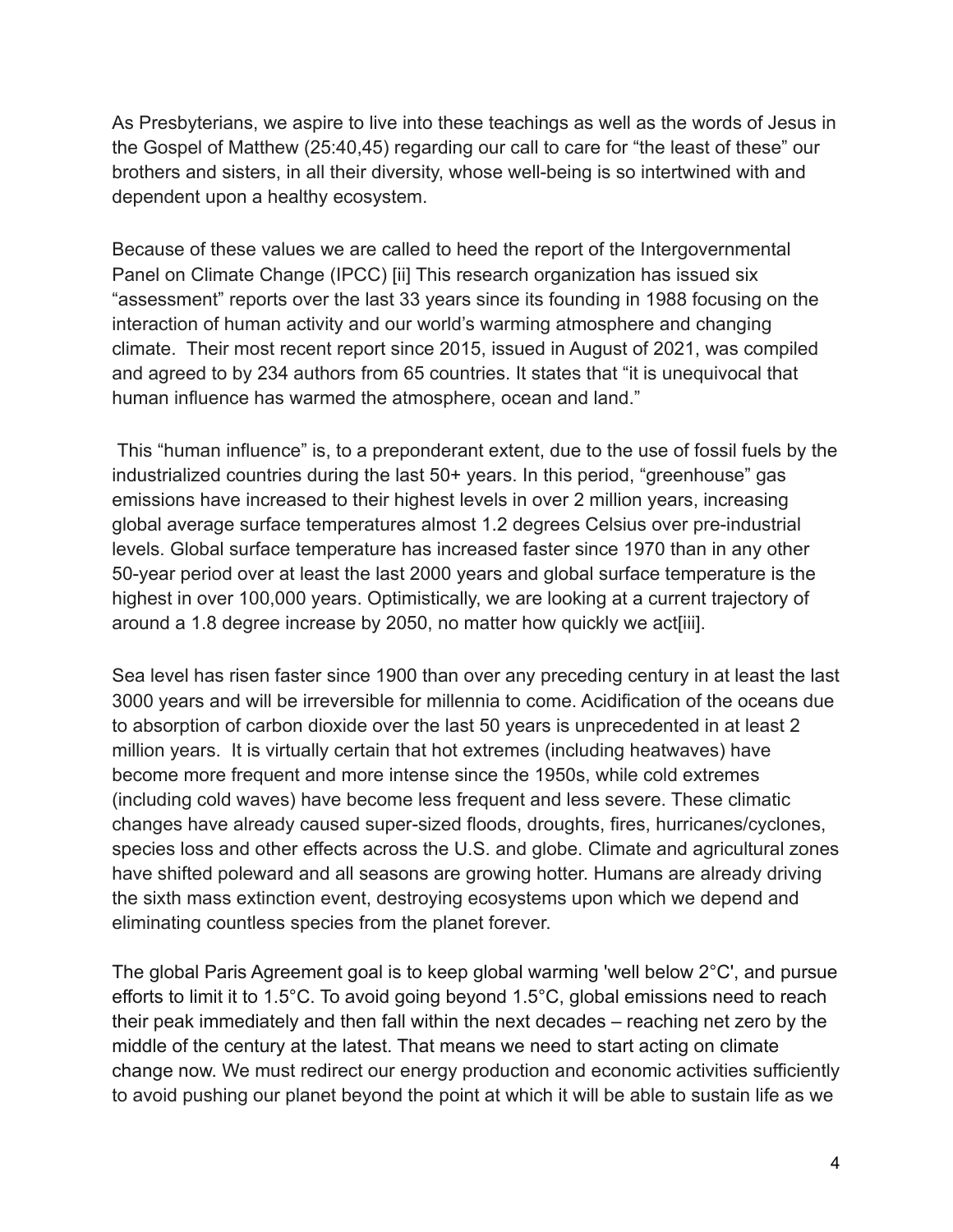As Presbyterians, we aspire to live into these teachings as well as the words of Jesus in the Gospel of Matthew (25:40,45) regarding our call to care for "the least of these" our brothers and sisters, in all their diversity, whose well-being is so intertwined with and dependent upon a healthy ecosystem.

Because of these values we are called to heed the report of the Intergovernmental Panel on Climate Change (IPCC) [ii] This research organization has issued six "assessment" reports over the last 33 years since its founding in 1988 focusing on the interaction of human activity and our world's warming atmosphere and changing climate. Their most recent report since 2015, issued in August of 2021, was compiled and agreed to by 234 authors from 65 countries. It states that "it is unequivocal that human influence has warmed the atmosphere, ocean and land."

This "human influence" is, to a preponderant extent, due to the use of fossil fuels by the industrialized countries during the last 50+ years. In this period, "greenhouse" gas emissions have increased to their highest levels in over 2 million years, increasing global average surface temperatures almost 1.2 degrees Celsius over pre-industrial levels. Global surface temperature has increased faster since 1970 than in any other 50-year period over at least the last 2000 years and global surface temperature is the highest in over 100,000 years. Optimistically, we are looking at a current trajectory of around a 1.8 degree increase by 2050, no matter how quickly we act[iii].

Sea level has risen faster since 1900 than over any preceding century in at least the last 3000 years and will be irreversible for millennia to come. Acidification of the oceans due to absorption of carbon dioxide over the last 50 years is unprecedented in at least 2 million years. It is virtually certain that hot extremes (including heatwaves) have become more frequent and more intense since the 1950s, while cold extremes (including cold waves) have become less frequent and less severe. These climatic changes have already caused super-sized floods, droughts, fires, hurricanes/cyclones, species loss and other effects across the U.S. and globe. Climate and agricultural zones have shifted poleward and all seasons are growing hotter. Humans are already driving the sixth mass extinction event, destroying ecosystems upon which we depend and eliminating countless species from the planet forever.

The global Paris Agreement goal is to keep global warming 'well below 2°C', and pursue efforts to limit it to 1.5°C. To avoid going beyond 1.5°C, global emissions need to reach their peak immediately and then fall within the next decades – reaching net zero by the middle of the century at the latest. That means we need to start acting on climate change now. We must redirect our energy production and economic activities sufficiently to avoid pushing our planet beyond the point at which it will be able to sustain life as we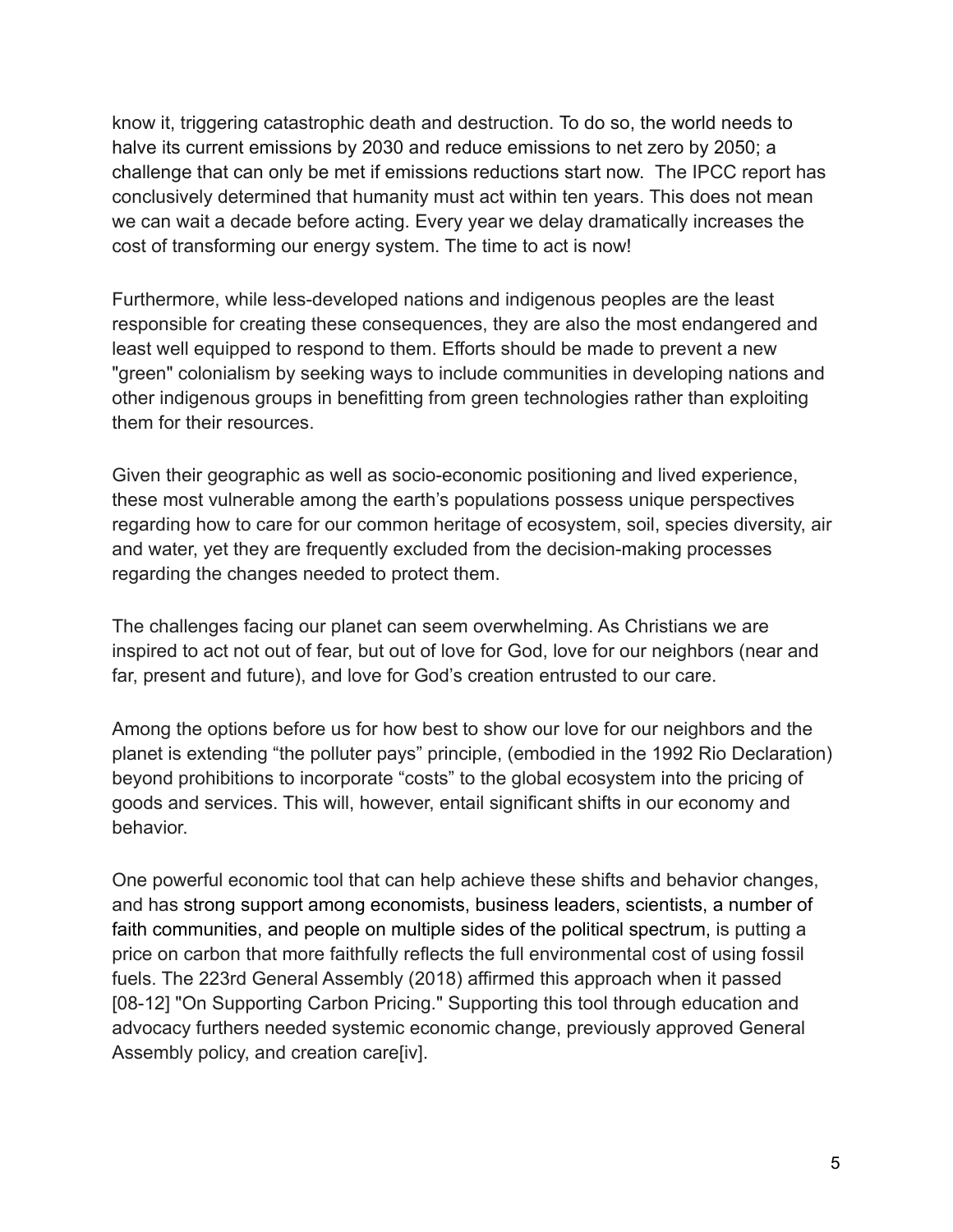know it, triggering catastrophic death and destruction. To do so, the world needs to halve its current emissions by 2030 and reduce emissions to net zero by 2050; a challenge that can only be met if emissions reductions start now. The IPCC report has conclusively determined that humanity must act within ten years. This does not mean we can wait a decade before acting. Every year we delay dramatically increases the cost of transforming our energy system. The time to act is now!

Furthermore, while less-developed nations and indigenous peoples are the least responsible for creating these consequences, they are also the most endangered and least well equipped to respond to them. Efforts should be made to prevent a new "green" colonialism by seeking ways to include communities in developing nations and other indigenous groups in benefitting from green technologies rather than exploiting them for their resources.

Given their geographic as well as socio-economic positioning and lived experience, these most vulnerable among the earth's populations possess unique perspectives regarding how to care for our common heritage of ecosystem, soil, species diversity, air and water, yet they are frequently excluded from the decision-making processes regarding the changes needed to protect them.

The challenges facing our planet can seem overwhelming. As Christians we are inspired to act not out of fear, but out of love for God, love for our neighbors (near and far, present and future), and love for God's creation entrusted to our care.

Among the options before us for how best to show our love for our neighbors and the planet is extending "the polluter pays" principle, (embodied in the 1992 Rio Declaration) beyond prohibitions to incorporate "costs" to the global ecosystem into the pricing of goods and services. This will, however, entail significant shifts in our economy and behavior.

One powerful economic tool that can help achieve these shifts and behavior changes, and has strong support among economists, business leaders, scientists, a number of faith communities, and people on multiple sides of the political spectrum, is putting a price on carbon that more faithfully reflects the full environmental cost of using fossil fuels. The 223rd General Assembly (2018) affirmed this approach when it passed [08-12] "On Supporting Carbon Pricing." Supporting this tool through education and advocacy furthers needed systemic economic change, previously approved General Assembly policy, and creation care[iv].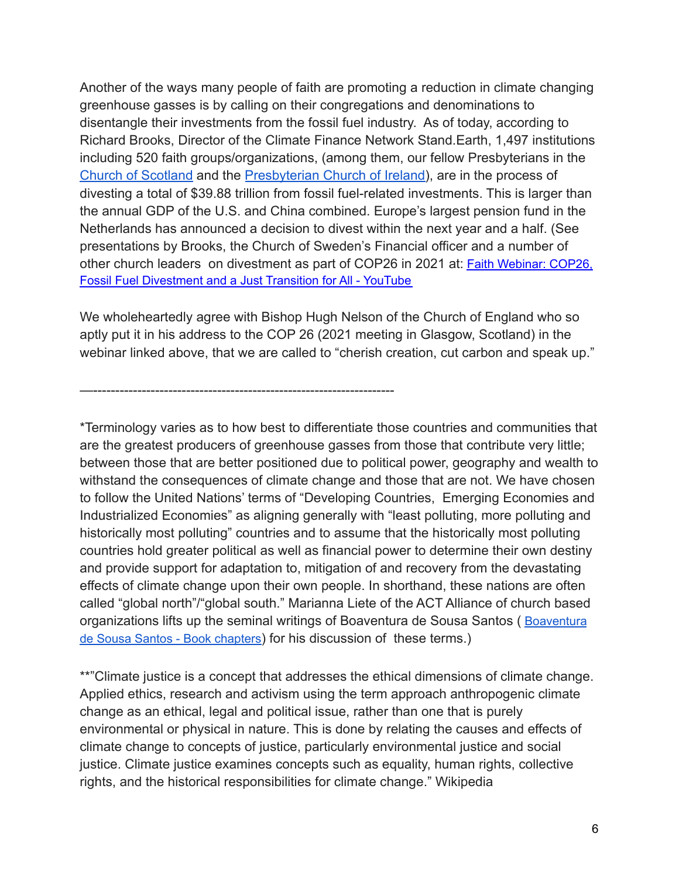Another of the ways many people of faith are promoting a reduction in climate changing greenhouse gasses is by calling on their congregations and denominations to disentangle their investments from the fossil fuel industry.  As of today, according to Richard Brooks, Director of the Climate Finance Network Stand.Earth, 1,497 institutions including 520 faith groups/organizations, (among them, our fellow Presbyterians in the Church of Scotland and the Presbyterian Church of Ireland), are in the process of divesting a total of $39.88 trillion from fossil fuel-related investments. This is larger than the annual GDP of the U.S. and China combined. Europe's largest pension fund in the Netherlands has announced a decision to divest within the next year and a half. (See presentations by Brooks, the Church of Sweden's Financial officer and a number of other church leaders  on divestment as part of COP26 in 2021 at: Faith Webinar: COP26, Fossil Fuel Divestment and a Just Transition for All - YouTube

We wholeheartedly agree with Bishop Hugh Nelson of the Church of England who so aptly put it in his address to the COP 26 (2021 meeting in Glasgow, Scotland) in the webinar linked above, that we are called to "cherish creation, cut carbon and speak up."

—--------------------------------------------------------------------

*Terminology varies as to how best to differentiate those countries and communities that are the greatest producers of greenhouse gasses from those that contribute very little; between those that are better positioned due to political power, geography and wealth to withstand the consequences of climate change and those that are not. We have chosen to follow the United Nations' terms of "Developing Countries,  Emerging Economies and Industrialized Economies" as aligning generally with "least polluting, more polluting and historically most polluting" countries and to assume that the historically most polluting countries hold greater political as well as financial power to determine their own destiny and provide support for adaptation to, mitigation of and recovery from the devastating effects of climate change upon their own people. In shorthand, these nations are often called "global north"/"global south." Marianna Liete of the ACT Alliance of church based organizations lifts up the seminal writings of Boaventura de Sousa Santos ( Boaventura de Sousa Santos - Book chapters) for his discussion of  these terms.)

**"Climate justice is a concept that addresses the ethical dimensions of climate change. Applied ethics, research and activism using the term approach anthropogenic climate change as an ethical, legal and political issue, rather than one that is purely environmental or physical in nature. This is done by relating the causes and effects of climate change to concepts of justice, particularly environmental justice and social justice. Climate justice examines concepts such as equality, human rights, collective rights, and the historical responsibilities for climate change." Wikipedia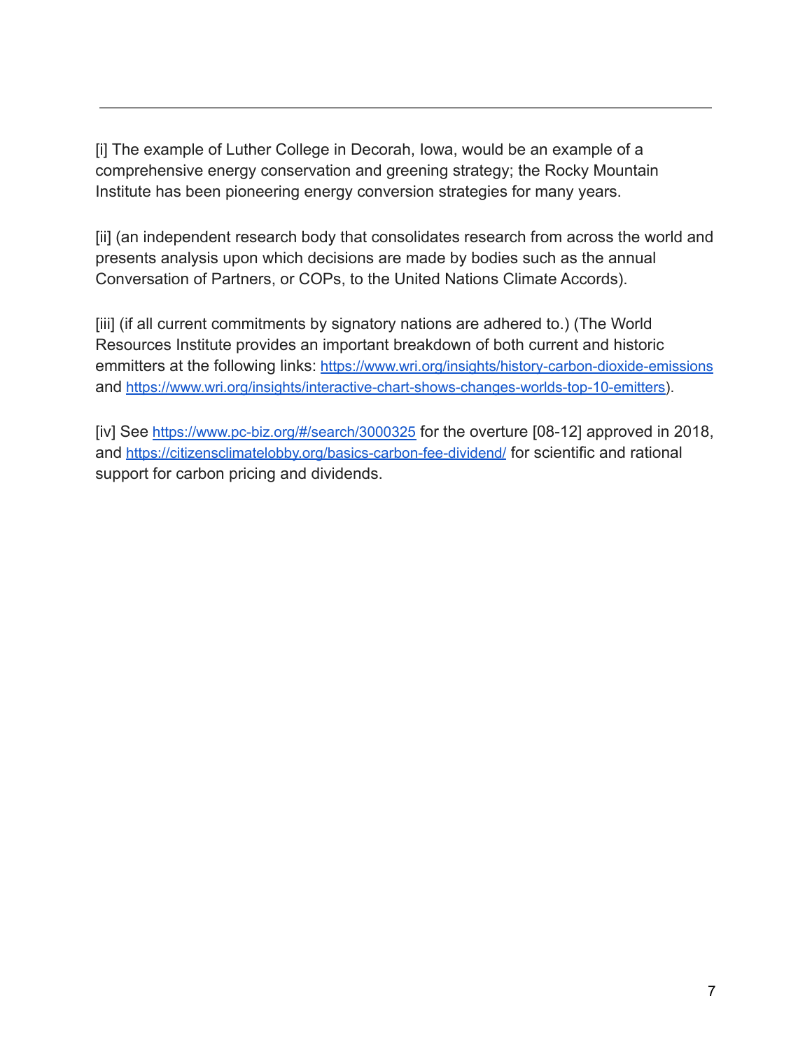---

[i] The example of Luther College in Decorah, Iowa, would be an example of a comprehensive energy conservation and greening strategy; the Rocky Mountain Institute has been pioneering energy conversion strategies for many years.

[ii] (an independent research body that consolidates research from across the world and presents analysis upon which decisions are made by bodies such as the annual Conversation of Partners, or COPs, to the United Nations Climate Accords).

[iii] (if all current commitments by signatory nations are adhered to.) (The World Resources Institute provides an important breakdown of both current and historic emmitters at the following links: [https://www.wri.org/insights/history-carbon-dioxide-emissions](https://www.wri.org/insights/history-carbon-dioxide-emissions) and [https://www.wri.org/insights/interactive-chart-shows-changes-worlds-top-10-emitters](https://www.wri.org/insights/interactive-chart-shows-changes-worlds-top-10-emitters)).

[iv] See [https://www.pc-biz.org/#/search/3000325](https://www.pc-biz.org/#/search/3000325) for the overture [08-12] approved in 2018, and [https://citizensclimatelobby.org/basics-carbon-fee-dividend/](https://citizensclimatelobby.org/basics-carbon-fee-dividend/) for scientific and rational support for carbon pricing and dividends.